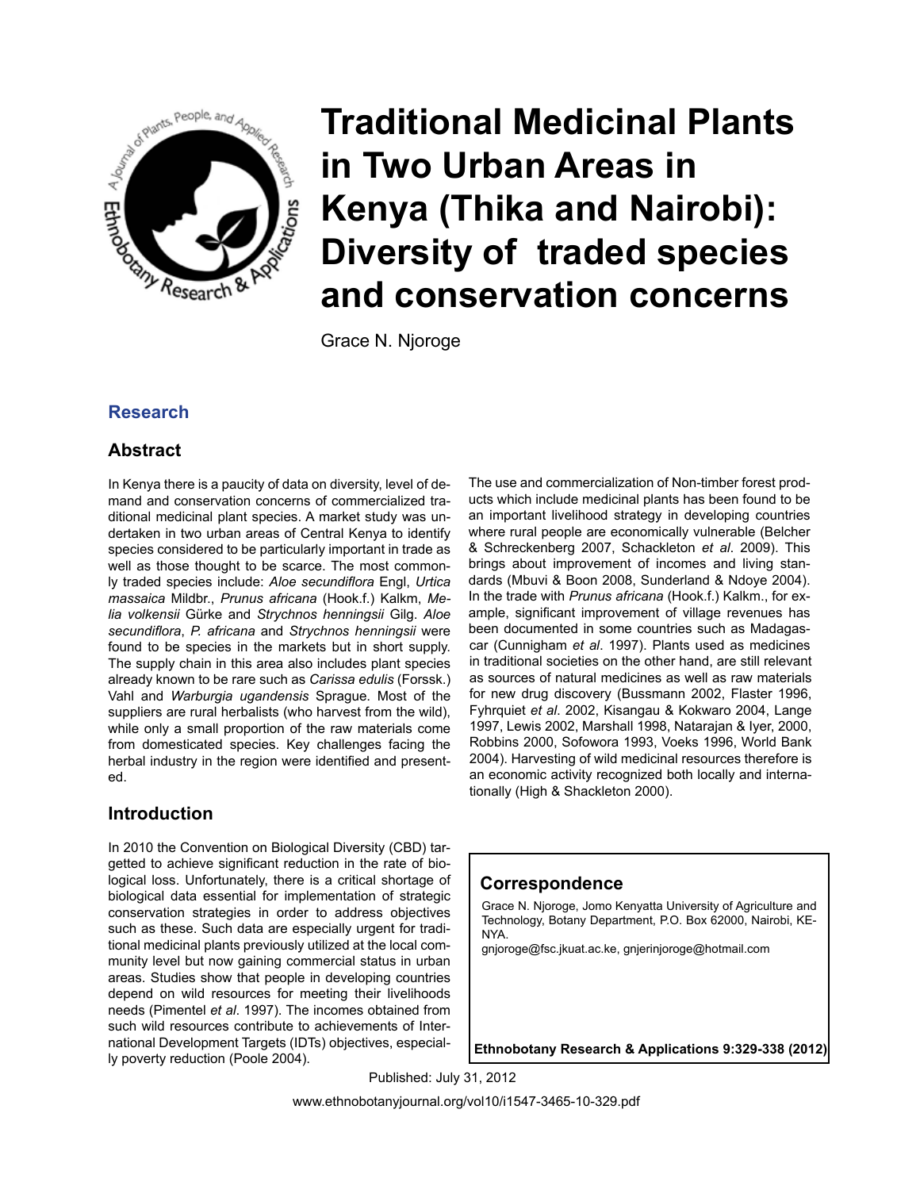// Title
# Traditional Medicinal Plants in Two Urban Areas in Kenya (Thika and Nairobi): Diversity of traded species and conservation concerns

Grace N. Njoroge

## Research

## Abstract

In Kenya there is a paucity of data on diversity, level of demand and conservation concerns of commercialized traditional medicinal plant species. A market study was undertaken in two urban areas of Central Kenya to identify species considered to be particularly important in trade as well as those thought to be scarce. The most commonly traded species include: *Aloe secundiflora* Engl, *Urtica massaica* Mildbr., *Prunus africana* (Hook.f.) Kalkm, *Melia volkensii* Gürke and *Strychnos henningsii* Gilg. *Aloe secundiflora*, *P. africana* and *Strychnos henningsii* were found to be species in the markets but in short supply. The supply chain in this area also includes plant species already known to be rare such as *Carissa edulis* (Forssk.) Vahl and *Warburgia ugandensis* Sprague. Most of the suppliers are rural herbalists (who harvest from the wild), while only a small proportion of the raw materials come from domesticated species. Key challenges facing the herbal industry in the region were identified and presented.

## Introduction

In 2010 the Convention on Biological Diversity (CBD) targetted to achieve significant reduction in the rate of biological loss. Unfortunately, there is a critical shortage of biological data essential for implementation of strategic conservation strategies in order to address objectives such as these. Such data are especially urgent for traditional medicinal plants previously utilized at the local community level but now gaining commercial status in urban areas. Studies show that people in developing countries depend on wild resources for meeting their livelihoods needs (Pimentel *et al*. 1997). The incomes obtained from such wild resources contribute to achievements of International Development Targets (IDTs) objectives, especially poverty reduction (Poole 2004).

The use and commercialization of Non-timber forest products which include medicinal plants has been found to be an important livelihood strategy in developing countries where rural people are economically vulnerable (Belcher & Schreckenberg 2007, Schackleton *et al*. 2009). This brings about improvement of incomes and living standards (Mbuvi & Boon 2008, Sunderland & Ndoye 2004). In the trade with *Prunus africana* (Hook.f.) Kalkm., for example, significant improvement of village revenues has been documented in some countries such as Madagascar (Cunnigham *et al*. 1997). Plants used as medicines in traditional societies on the other hand, are still relevant as sources of natural medicines as well as raw materials for new drug discovery (Bussmann 2002, Flaster 1996, Fyhrquiet *et al*. 2002, Kisangau & Kokwaro 2004, Lange 1997, Lewis 2002, Marshall 1998, Natarajan & Iyer, 2000, Robbins 2000, Sofowora 1993, Voeks 1996, World Bank 2004). Harvesting of wild medicinal resources therefore is an economic activity recognized both locally and internationally (High & Shackleton 2000).

## Correspondence

Grace N. Njoroge, Jomo Kenyatta University of Agriculture and Technology, Botany Department, P.O. Box 62000, Nairobi, KENYA.
gnjoroge@fsc.jkuat.ac.ke, gnjerinjoroge@hotmail.com

Published: July 31, 2012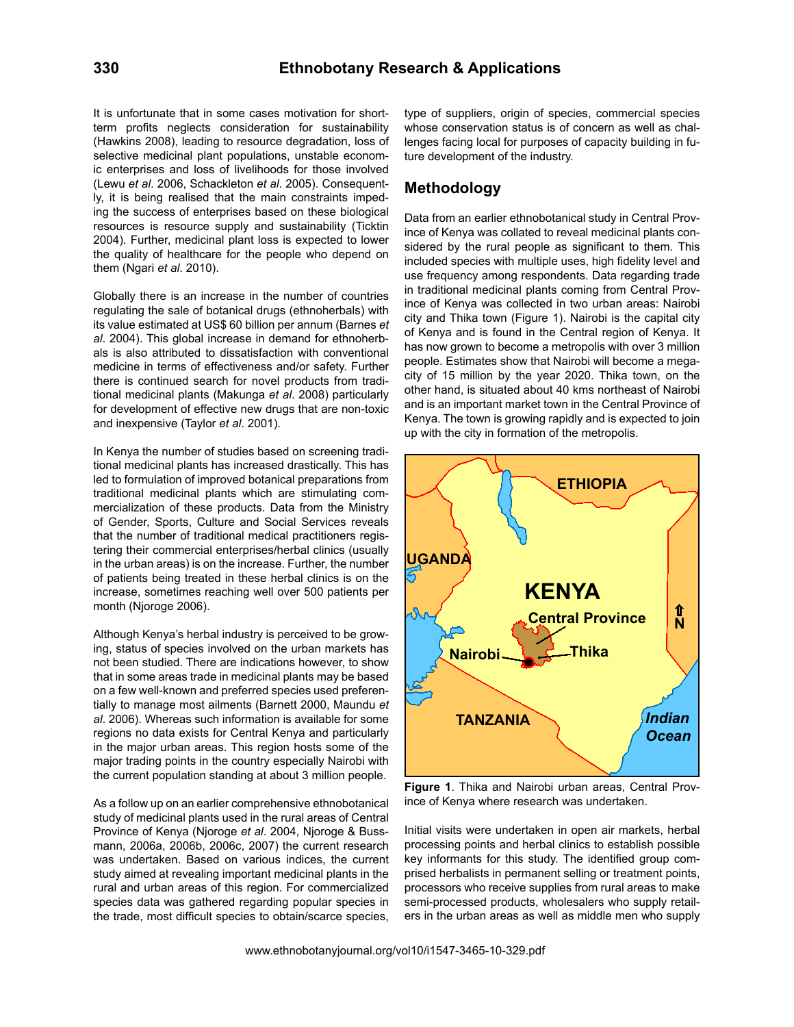It is unfortunate that in some cases motivation for short-term profits neglects consideration for sustainability (Hawkins 2008), leading to resource degradation, loss of selective medicinal plant populations, unstable economic enterprises and loss of livelihoods for those involved (Lewu *et al*. 2006, Schackleton *et al*. 2005). Consequently, it is being realised that the main constraints impeding the success of enterprises based on these biological resources is resource supply and sustainability (Ticktin 2004). Further, medicinal plant loss is expected to lower the quality of healthcare for the people who depend on them (Ngari *et al*. 2010).

Globally there is an increase in the number of countries regulating the sale of botanical drugs (ethnoherbals) with its value estimated at US$ 60 billion per annum (Barnes *et al*. 2004). This global increase in demand for ethnoherbals is also attributed to dissatisfaction with conventional medicine in terms of effectiveness and/or safety. Further there is continued search for novel products from traditional medicinal plants (Makunga *et al*. 2008) particularly for development of effective new drugs that are non-toxic and inexpensive (Taylor *et al*. 2001).

In Kenya the number of studies based on screening traditional medicinal plants has increased drastically. This has led to formulation of improved botanical preparations from traditional medicinal plants which are stimulating commercialization of these products. Data from the Ministry of Gender, Sports, Culture and Social Services reveals that the number of traditional medical practitioners registering their commercial enterprises/herbal clinics (usually in the urban areas) is on the increase. Further, the number of patients being treated in these herbal clinics is on the increase, sometimes reaching well over 500 patients per month (Njoroge 2006).

Although Kenya's herbal industry is perceived to be growing, status of species involved on the urban markets has not been studied. There are indications however, to show that in some areas trade in medicinal plants may be based on a few well-known and preferred species used preferentially to manage most ailments (Barnett 2000, Maundu *et al*. 2006). Whereas such information is available for some regions no data exists for Central Kenya and particularly in the major urban areas. This region hosts some of the major trading points in the country especially Nairobi with the current population standing at about 3 million people.

As a follow up on an earlier comprehensive ethnobotanical study of medicinal plants used in the rural areas of Central Province of Kenya (Njoroge *et al*. 2004, Njoroge & Bussmann, 2006a, 2006b, 2006c, 2007) the current research was undertaken. Based on various indices, the current study aimed at revealing important medicinal plants in the rural and urban areas of this region. For commercialized species data was gathered regarding popular species in the trade, most difficult species to obtain/scarce species, type of suppliers, origin of species, commercial species whose conservation status is of concern as well as challenges facing local for purposes of capacity building in future development of the industry.

## Methodology

Data from an earlier ethnobotanical study in Central Province of Kenya was collated to reveal medicinal plants considered by the rural people as significant to them. This included species with multiple uses, high fidelity level and use frequency among respondents. Data regarding trade in traditional medicinal plants coming from Central Province of Kenya was collected in two urban areas: Nairobi city and Thika town (Figure 1). Nairobi is the capital city of Kenya and is found in the Central region of Kenya. It has now grown to become a metropolis with over 3 million people. Estimates show that Nairobi will become a mega-city of 15 million by the year 2020. Thika town, on the other hand, is situated about 40 kms northeast of Nairobi and is an important market town in the Central Province of Kenya. The town is growing rapidly and is expected to join up with the city in formation of the metropolis.

**Figure 1**. Thika and Nairobi urban areas, Central Province of Kenya where research was undertaken.

Initial visits were undertaken in open air markets, herbal processing points and herbal clinics to establish possible key informants for this study. The identified group comprised herbalists in permanent selling or treatment points, processors who receive supplies from rural areas to make semi-processed products, wholesalers who supply retailers in the urban areas as well as middle men who supply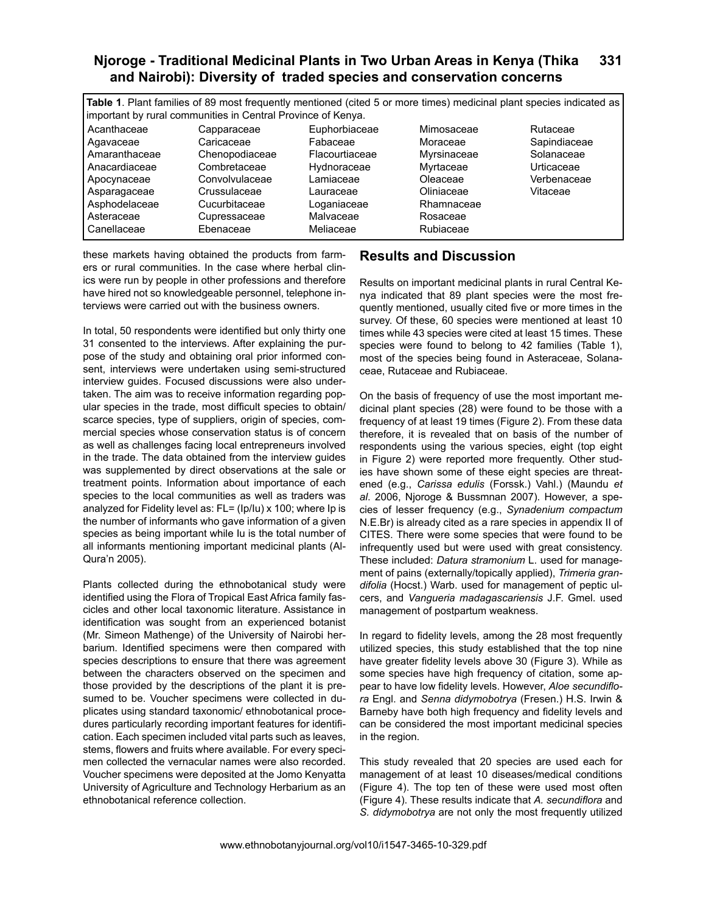**Table 1**. Plant families of 89 most frequently mentioned (cited 5 or more times) medicinal plant species indicated as important by rural communities in Central Province of Kenya.

| | | | | |
|---|---|---|---|---|
| Acanthaceae | Capparaceae | Euphorbiaceae | Mimosaceae | Rutaceae |
| Agavaceae | Caricaceae | Fabaceae | Moraceae | Sapindiaceae |
| Amaranthaceae | Chenopodiaceae | Flacourtiaceae | Myrsinaceae | Solanaceae |
| Anacardiaceae | Combretaceae | Hydnoraceae | Myrtaceae | Urticaceae |
| Apocynaceae | Convolvulaceae | Lamiaceae | Oleaceae | Verbenaceae |
| Asparagaceae | Crussulaceae | Lauraceae | Oliniaceae | Vitaceae |
| Asphodelaceae | Cucurbitaceae | Loganiaceae | Rhamnaceae | |
| Asteraceae | Cupressaceae | Malvaceae | Rosaceae | |
| Canellaceae | Ebenaceae | Meliaceae | Rubiaceae | |

these markets having obtained the products from farmers or rural communities. In the case where herbal clinics were run by people in other professions and therefore have hired not so knowledgeable personnel, telephone interviews were carried out with the business owners.

In total, 50 respondents were identified but only thirty one 31 consented to the interviews. After explaining the purpose of the study and obtaining oral prior informed consent, interviews were undertaken using semi-structured interview guides. Focused discussions were also undertaken. The aim was to receive information regarding popular species in the trade, most difficult species to obtain/ scarce species, type of suppliers, origin of species, commercial species whose conservation status is of concern as well as challenges facing local entrepreneurs involved in the trade. The data obtained from the interview guides was supplemented by direct observations at the sale or treatment points. Information about importance of each species to the local communities as well as traders was analyzed for Fidelity level as: $FL = (Ip/Iu) \times 100$; where Ip is the number of informants who gave information of a given species as being important while Iu is the total number of all informants mentioning important medicinal plants (Al-Qura'n 2005).

Plants collected during the ethnobotanical study were identified using the Flora of Tropical East Africa family fascicles and other local taxonomic literature. Assistance in identification was sought from an experienced botanist (Mr. Simeon Mathenge) of the University of Nairobi herbarium. Identified specimens were then compared with species descriptions to ensure that there was agreement between the characters observed on the specimen and those provided by the descriptions of the plant it is presumed to be. Voucher specimens were collected in duplicates using standard taxonomic/ ethnobotanical procedures particularly recording important features for identification. Each specimen included vital parts such as leaves, stems, flowers and fruits where available. For every specimen collected the vernacular names were also recorded. Voucher specimens were deposited at the Jomo Kenyatta University of Agriculture and Technology Herbarium as an ethnobotanical reference collection.

## Results and Discussion

Results on important medicinal plants in rural Central Kenya indicated that 89 plant species were the most frequently mentioned, usually cited five or more times in the survey. Of these, 60 species were mentioned at least 10 times while 43 species were cited at least 15 times. These species were found to belong to 42 families (Table 1), most of the species being found in Asteraceae, Solanaceae, Rutaceae and Rubiaceae.

On the basis of frequency of use the most important medicinal plant species (28) were found to be those with a frequency of at least 19 times (Figure 2). From these data therefore, it is revealed that on basis of the number of respondents using the various species, eight (top eight in Figure 2) were reported more frequently. Other studies have shown some of these eight species are threatened (e.g., *Carissa edulis* (Forssk.) Vahl.) (Maundu *et al*. 2006, Njoroge & Bussmnan 2007). However, a species of lesser frequency (e.g., *Synadenium compactum* N.E.Br) is already cited as a rare species in appendix II of CITES. There were some species that were found to be infrequently used but were used with great consistency. These included: *Datura stramonium* L. used for management of pains (externally/topically applied), *Trimeria grandifolia* (Hocst.) Warb. used for management of peptic ulcers, and *Vangueria madagascariensis* J.F. Gmel. used management of postpartum weakness.

In regard to fidelity levels, among the 28 most frequently utilized species, this study established that the top nine have greater fidelity levels above 30 (Figure 3). While as some species have high frequency of citation, some appear to have low fidelity levels. However, *Aloe secundiflora* Engl. and *Senna didymobotrya* (Fresen.) H.S. Irwin & Barneby have both high frequency and fidelity levels and can be considered the most important medicinal species in the region.

This study revealed that 20 species are used each for management of at least 10 diseases/medical conditions (Figure 4). The top ten of these were used most often (Figure 4). These results indicate that *A. secundiflora* and *S. didymobotrya* are not only the most frequently utilized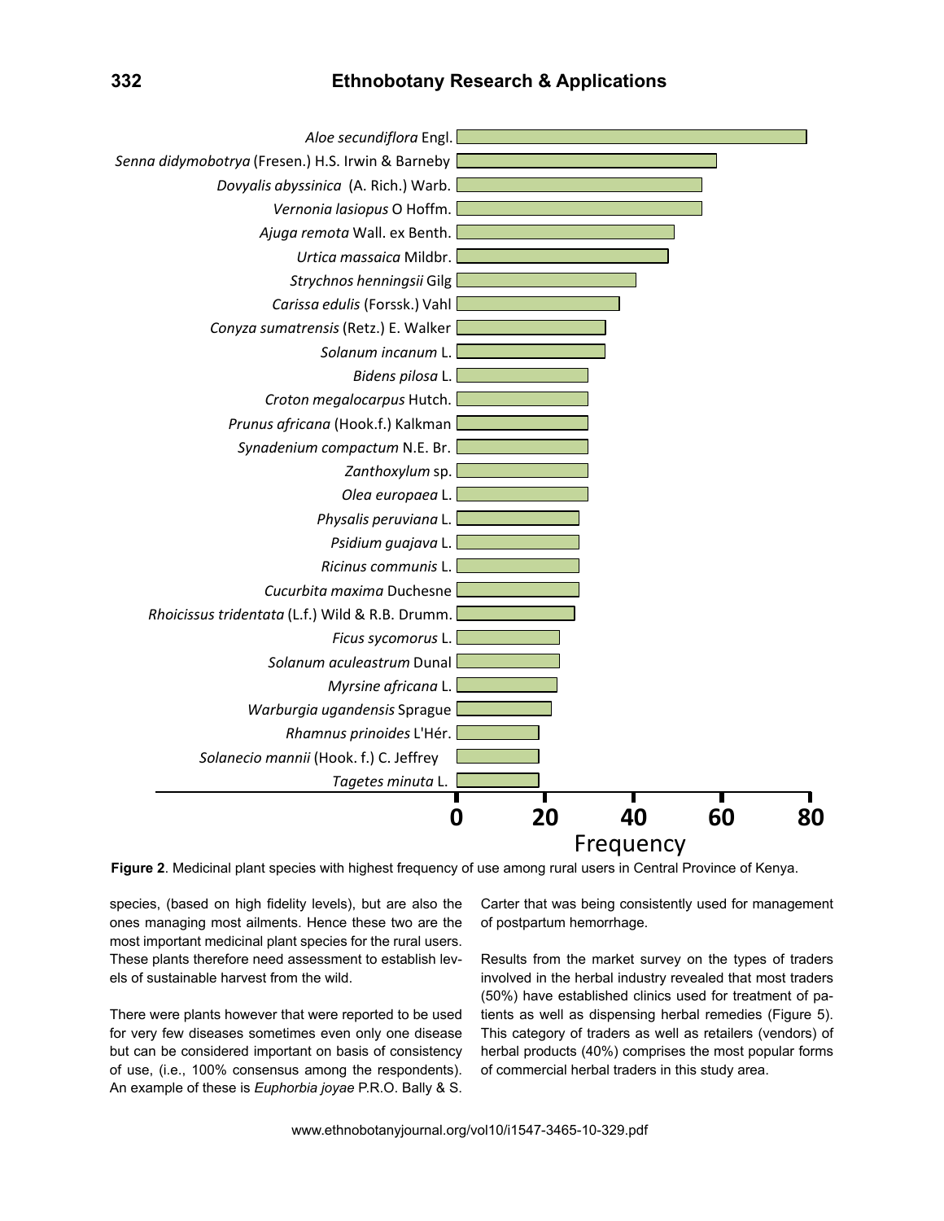**Figure 2**. Medicinal plant species with highest frequency of use among rural users in Central Province of Kenya.

species, (based on high fidelity levels), but are also the ones managing most ailments. Hence these two are the most important medicinal plant species for the rural users. These plants therefore need assessment to establish levels of sustainable harvest from the wild.

There were plants however that were reported to be used for very few diseases sometimes even only one disease but can be considered important on basis of consistency of use, (i.e., 100% consensus among the respondents). An example of these is *Euphorbia joyae* P.R.O. Bally & S. Carter that was being consistently used for management of postpartum hemorrhage.

Results from the market survey on the types of traders involved in the herbal industry revealed that most traders (50%) have established clinics used for treatment of patients as well as dispensing herbal remedies (Figure 5). This category of traders as well as retailers (vendors) of herbal products (40%) comprises the most popular forms of commercial herbal traders in this study area.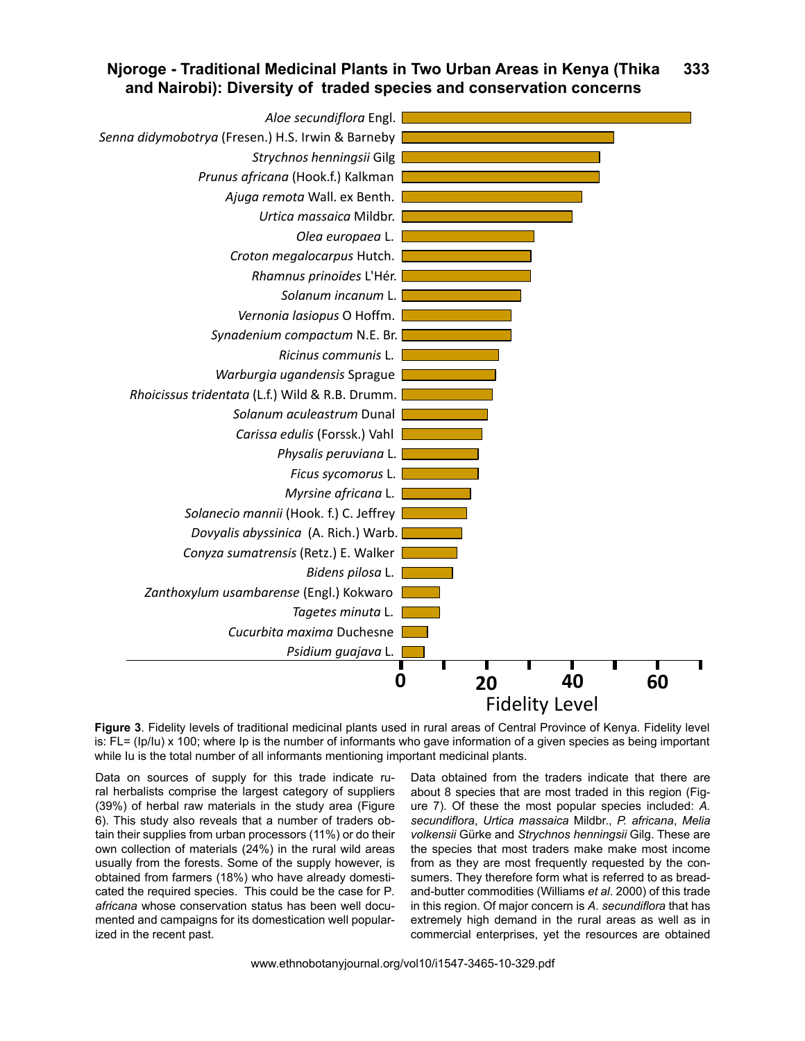**Figure 3**. Fidelity levels of traditional medicinal plants used in rural areas of Central Province of Kenya. Fidelity level is: FL= (Ip/Iu) x 100; where Ip is the number of informants who gave information of a given species as being important while Iu is the total number of all informants mentioning important medicinal plants.

Data on sources of supply for this trade indicate rural herbalists comprise the largest category of suppliers (39%) of herbal raw materials in the study area (Figure 6). This study also reveals that a number of traders obtain their supplies from urban processors (11%) or do their own collection of materials (24%) in the rural wild areas usually from the forests. Some of the supply however, is obtained from farmers (18%) who have already domesticated the required species. This could be the case for *P. africana* whose conservation status has been well documented and campaigns for its domestication well popularized in the recent past.

Data obtained from the traders indicate that there are about 8 species that are most traded in this region (Figure 7). Of these the most popular species included: *A. secundiflora*, *Urtica massaica* Mildbr., *P. africana*, *Melia volkensii* Gürke and *Strychnos henningsii* Gilg. These are the species that most traders make make most income from as they are most frequently requested by the consumers. They therefore form what is referred to as bread-and-butter commodities (Williams *et al*. 2000) of this trade in this region. Of major concern is *A. secundiflora* that has extremely high demand in the rural areas as well as in commercial enterprises, yet the resources are obtained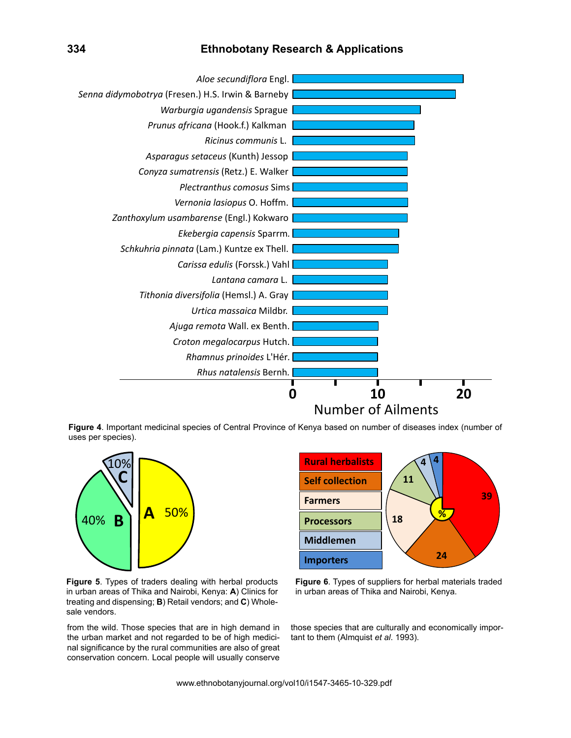**Figure 4**. Important medicinal species of Central Province of Kenya based on number of diseases index (number of uses per species).

**Figure 5**. Types of traders dealing with herbal products in urban areas of Thika and Nairobi, Kenya: **A**) Clinics for treating and dispensing; **B**) Retail vendors; and **C**) Wholesale vendors.

**Figure 6**. Types of suppliers for herbal materials traded in urban areas of Thika and Nairobi, Kenya.

from the wild. Those species that are in high demand in the urban market and not regarded to be of high medicinal significance by the rural communities are also of great conservation concern. Local people will usually conserve those species that are culturally and economically important to them (Almquist *et al*. 1993).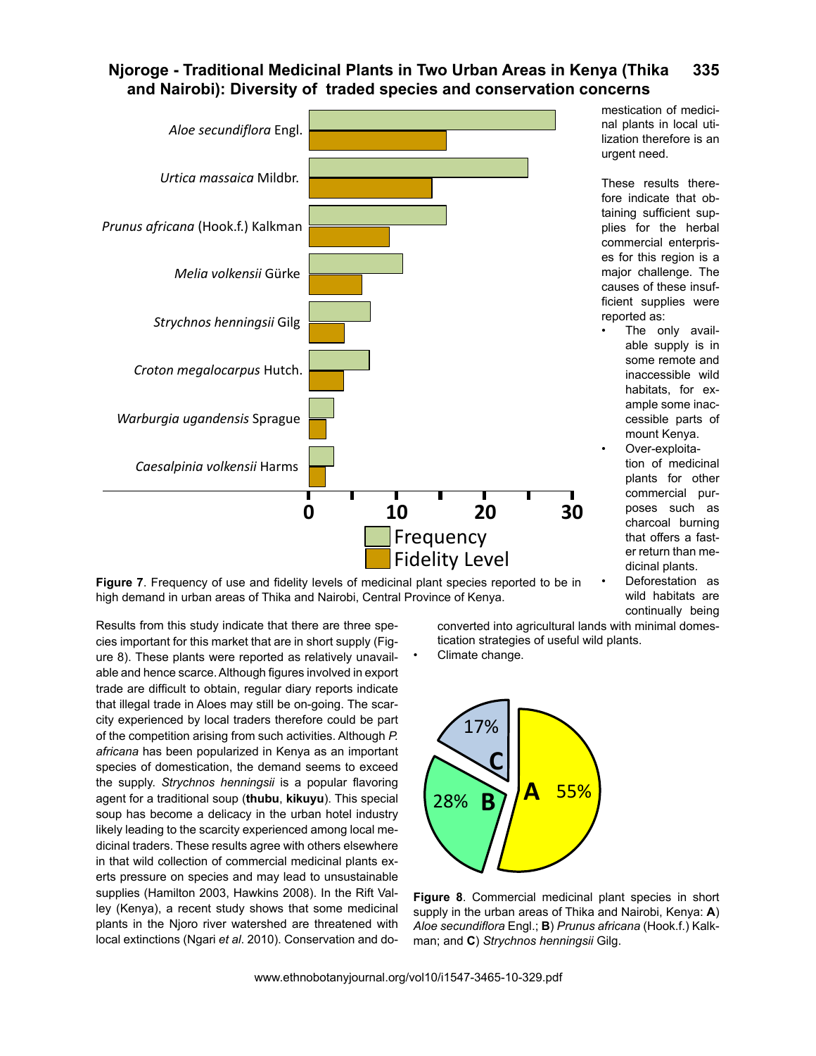**Figure 7**. Frequency of use and fidelity levels of medicinal plant species reported to be in high demand in urban areas of Thika and Nairobi, Central Province of Kenya.

mestication of medicinal plants in local utilization therefore is an urgent need.

These results therefore indicate that obtaining sufficient supplies for the herbal commercial enterprises for this region is a major challenge. The causes of these insufficient supplies were reported as:

- The only available supply is in some remote and inaccessible wild habitats, for example some inaccessible parts of mount Kenya.
- Over-exploitation of medicinal plants for other commercial purposes such as charcoal burning that offers a faster return than medicinal plants.
- Deforestation as wild habitats are continually being converted into agricultural lands with minimal domestication strategies of useful wild plants.
- Climate change.

Results from this study indicate that there are three species important for this market that are in short supply (Figure 8). These plants were reported as relatively unavailable and hence scarce. Although figures involved in export trade are difficult to obtain, regular diary reports indicate that illegal trade in Aloes may still be on-going. The scarcity experienced by local traders therefore could be part of the competition arising from such activities. Although *P. africana* has been popularized in Kenya as an important species of domestication, the demand seems to exceed the supply. *Strychnos henningsii* is a popular flavoring agent for a traditional soup (**thubu**, **kikuyu**). This special soup has become a delicacy in the urban hotel industry likely leading to the scarcity experienced among local medicinal traders. These results agree with others elsewhere in that wild collection of commercial medicinal plants exerts pressure on species and may lead to unsustainable supplies (Hamilton 2003, Hawkins 2008). In the Rift Valley (Kenya), a recent study shows that some medicinal plants in the Njoro river watershed are threatened with local extinctions (Ngari *et al*. 2010). Conservation and do-

**Figure 8**. Commercial medicinal plant species in short supply in the urban areas of Thika and Nairobi, Kenya: **A**) *Aloe secundiflora* Engl.; **B**) *Prunus africana* (Hook.f.) Kalkman; and **C**) *Strychnos henningsii* Gilg.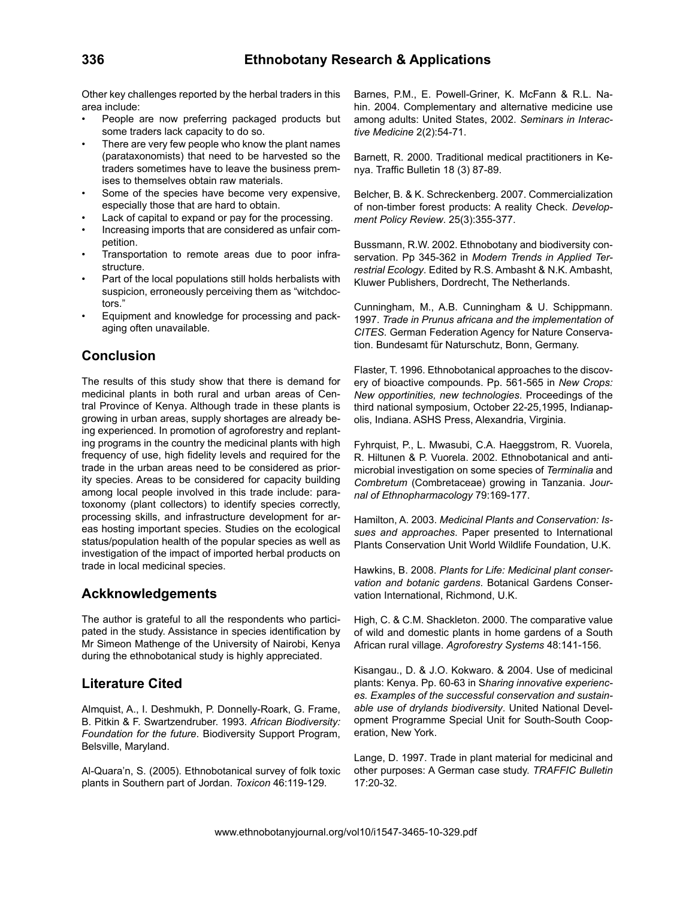Other key challenges reported by the herbal traders in this area include:

- People are now preferring packaged products but some traders lack capacity to do so.
- There are very few people who know the plant names (parataxonomists) that need to be harvested so the traders sometimes have to leave the business premises to themselves obtain raw materials.
- Some of the species have become very expensive, especially those that are hard to obtain.
- Lack of capital to expand or pay for the processing.
- Increasing imports that are considered as unfair competition.
- Transportation to remote areas due to poor infrastructure.
- Part of the local populations still holds herbalists with suspicion, erroneously perceiving them as "witchdoctors."
- Equipment and knowledge for processing and packaging often unavailable.

## Conclusion

The results of this study show that there is demand for medicinal plants in both rural and urban areas of Central Province of Kenya. Although trade in these plants is growing in urban areas, supply shortages are already being experienced. In promotion of agroforestry and replanting programs in the country the medicinal plants with high frequency of use, high fidelity levels and required for the trade in the urban areas need to be considered as priority species. Areas to be considered for capacity building among local people involved in this trade include: paratoxonomy (plant collectors) to identify species correctly, processing skills, and infrastructure development for areas hosting important species. Studies on the ecological status/population health of the popular species as well as investigation of the impact of imported herbal products on trade in local medicinal species.

## Ackknowledgements

The author is grateful to all the respondents who participated in the study. Assistance in species identification by Mr Simeon Mathenge of the University of Nairobi, Kenya during the ethnobotanical study is highly appreciated.

## Literature Cited

Almquist, A., I. Deshmukh, P. Donnelly-Roark, G. Frame, B. Pitkin & F. Swartzendruber. 1993. *African Biodiversity: Foundation for the future*. Biodiversity Support Program, Belsville, Maryland.

Al-Quara'n, S. (2005). Ethnobotanical survey of folk toxic plants in Southern part of Jordan. *Toxicon* 46:119-129.

Barnes, P.M., E. Powell-Griner, K. McFann & R.L. Nahin. 2004. Complementary and alternative medicine use among adults: United States, 2002. *Seminars in Interactive Medicine* 2(2):54-71.

Barnett, R. 2000. Traditional medical practitioners in Kenya. Traffic Bulletin 18 (3) 87-89.

Belcher, B. & K. Schreckenberg. 2007. Commercialization of non-timber forest products: A reality Check. *Development Policy Review*. 25(3):355-377.

Bussmann, R.W. 2002. Ethnobotany and biodiversity conservation. Pp 345-362 in *Modern Trends in Applied Terrestrial Ecology*. Edited by R.S. Ambasht & N.K. Ambasht, Kluwer Publishers, Dordrecht, The Netherlands.

Cunningham, M., A.B. Cunningham & U. Schippmann. 1997. *Trade in Prunus africana and the implementation of CITES*. German Federation Agency for Nature Conservation. Bundesamt für Naturschutz, Bonn, Germany.

Flaster, T. 1996. Ethnobotanical approaches to the discovery of bioactive compounds. Pp. 561-565 in *New Crops: New opportinities, new technologies*. Proceedings of the third national symposium, October 22-25,1995, Indianapolis, Indiana. ASHS Press, Alexandria, Virginia.

Fyhrquist, P., L. Mwasubi, C.A. Haeggstrom, R. Vuorela, R. Hiltunen & P. Vuorela. 2002. Ethnobotanical and antimicrobial investigation on some species of *Terminalia* and *Combretum* (Combretaceae) growing in Tanzania. *Journal of Ethnopharmacology* 79:169-177.

Hamilton, A. 2003. *Medicinal Plants and Conservation: Issues and approaches*. Paper presented to International Plants Conservation Unit World Wildlife Foundation, U.K.

Hawkins, B. 2008. *Plants for Life: Medicinal plant conservation and botanic gardens*. Botanical Gardens Conservation International, Richmond, U.K.

High, C. & C.M. Shackleton. 2000. The comparative value of wild and domestic plants in home gardens of a South African rural village. *Agroforestry Systems* 48:141-156.

Kisangau., D. & J.O. Kokwaro. & 2004. Use of medicinal plants: Kenya. Pp. 60-63 in *Sharing innovative experiences. Examples of the successful conservation and sustainable use of drylands biodiversity*. United National Development Programme Special Unit for South-South Cooperation, New York.

Lange, D. 1997. Trade in plant material for medicinal and other purposes: A German case study. *TRAFFIC Bulletin* 17:20-32.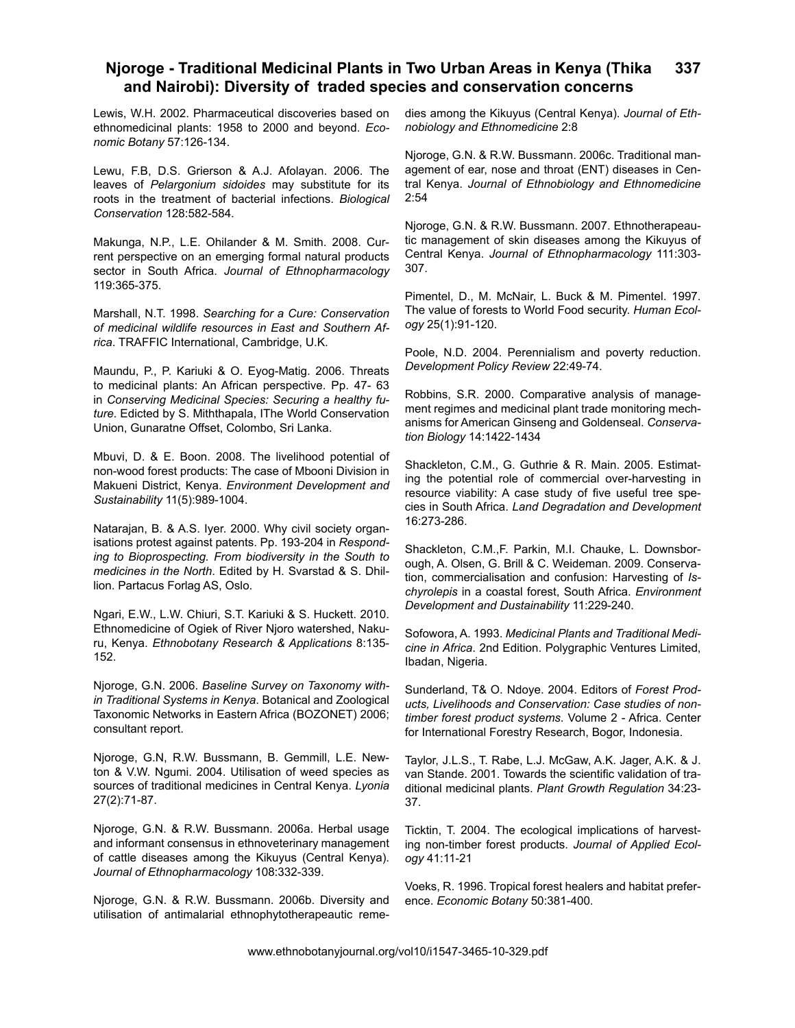Lewis, W.H. 2002. Pharmaceutical discoveries based on ethnomedicinal plants: 1958 to 2000 and beyond. *Economic Botany* 57:126-134.

Lewu, F.B, D.S. Grierson & A.J. Afolayan. 2006. The leaves of *Pelargonium sidoides* may substitute for its roots in the treatment of bacterial infections. *Biological Conservation* 128:582-584.

Makunga, N.P., L.E. Ohilander & M. Smith. 2008. Current perspective on an emerging formal natural products sector in South Africa. *Journal of Ethnopharmacology* 119:365-375.

Marshall, N.T. 1998. *Searching for a Cure: Conservation of medicinal wildlife resources in East and Southern Africa*. TRAFFIC International, Cambridge, U.K.

Maundu, P., P. Kariuki & O. Eyog-Matig. 2006. Threats to medicinal plants: An African perspective. Pp. 47- 63 in *Conserving Medicinal Species: Securing a healthy future.* Edicted by S. Miththapala, IThe World Conservation Union, Gunaratne Offset, Colombo, Sri Lanka.

Mbuvi, D. & E. Boon. 2008. The livelihood potential of non-wood forest products: The case of Mbooni Division in Makueni District, Kenya. *Environment Development and Sustainability* 11(5):989-1004.

Natarajan, B. & A.S. Iyer. 2000. Why civil society organisations protest against patents. Pp. 193-204 in *Responding to Bioprospecting. From biodiversity in the South to medicines in the North*. Edited by H. Svarstad & S. Dhillion. Partacus Forlag AS, Oslo.

Ngari, E.W., L.W. Chiuri, S.T. Kariuki & S. Huckett. 2010. Ethnomedicine of Ogiek of River Njoro watershed, Nakuru, Kenya. *Ethnobotany Research & Applications* 8:135-152.

Njoroge, G.N. 2006. *Baseline Survey on Taxonomy within Traditional Systems in Kenya*. Botanical and Zoological Taxonomic Networks in Eastern Africa (BOZONET) 2006; consultant report.

Njoroge, G.N, R.W. Bussmann, B. Gemmill, L.E. Newton & V.W. Ngumi. 2004. Utilisation of weed species as sources of traditional medicines in Central Kenya. *Lyonia* 27(2):71-87.

Njoroge, G.N. & R.W. Bussmann. 2006a. Herbal usage and informant consensus in ethnoveterinary management of cattle diseases among the Kikuyus (Central Kenya). *Journal of Ethnopharmacology* 108:332-339.

Njoroge, G.N. & R.W. Bussmann. 2006b. Diversity and utilisation of antimalarial ethnophytotherapeautic remedies among the Kikuyus (Central Kenya). *Journal of Ethnobiology and Ethnomedicine* 2:8

Njoroge, G.N. & R.W. Bussmann. 2006c. Traditional management of ear, nose and throat (ENT) diseases in Central Kenya. *Journal of Ethnobiology and Ethnomedicine* 2:54

Njoroge, G.N. & R.W. Bussmann. 2007. Ethnotherapeautic management of skin diseases among the Kikuyus of Central Kenya. *Journal of Ethnopharmacology* 111:303-307.

Pimentel, D., M. McNair, L. Buck & M. Pimentel. 1997. The value of forests to World Food security. *Human Ecology* 25(1):91-120.

Poole, N.D. 2004. Perennialism and poverty reduction. *Development Policy Review* 22:49-74.

Robbins, S.R. 2000. Comparative analysis of management regimes and medicinal plant trade monitoring mechanisms for American Ginseng and Goldenseal. *Conservation Biology* 14:1422-1434

Shackleton, C.M., G. Guthrie & R. Main. 2005. Estimating the potential role of commercial over-harvesting in resource viability: A case study of five useful tree species in South Africa. *Land Degradation and Development* 16:273-286.

Shackleton, C.M.,F. Parkin, M.I. Chauke, L. Downsborough, A. Olsen, G. Brill & C. Weideman. 2009. Conservation, commercialisation and confusion: Harvesting of *Ischyrolepis* in a coastal forest, South Africa. *Environment Development and Dustainability* 11:229-240.

Sofowora, A. 1993. *Medicinal Plants and Traditional Medicine in Africa*. 2nd Edition. Polygraphic Ventures Limited, Ibadan, Nigeria.

Sunderland, T& O. Ndoye. 2004. Editors of *Forest Products, Livelihoods and Conservation: Case studies of non-timber forest product systems*. Volume 2 - Africa. Center for International Forestry Research, Bogor, Indonesia.

Taylor, J.L.S., T. Rabe, L.J. McGaw, A.K. Jager, A.K. & J. van Stande. 2001. Towards the scientific validation of traditional medicinal plants. *Plant Growth Regulation* 34:23-37.

Ticktin, T. 2004. The ecological implications of harvesting non-timber forest products. *Journal of Applied Ecology* 41:11-21

Voeks, R. 1996. Tropical forest healers and habitat preference. *Economic Botany* 50:381-400.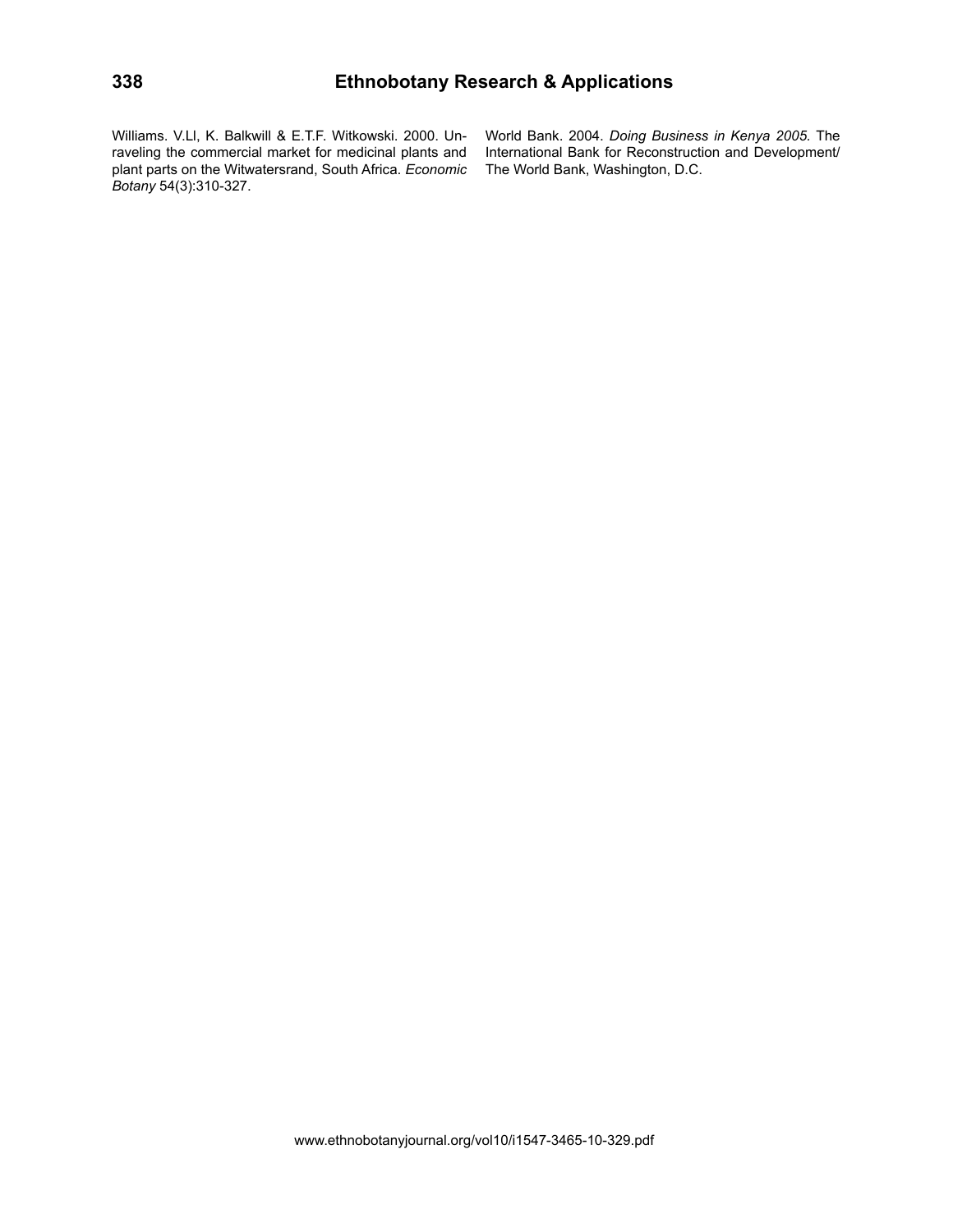Williams. V.Ll, K. Balkwill & E.T.F. Witkowski. 2000. Unraveling the commercial market for medicinal plants and plant parts on the Witwatersrand, South Africa. *Economic Botany* 54(3):310-327.

World Bank. 2004. *Doing Business in Kenya 2005.* The International Bank for Reconstruction and Development/ The World Bank, Washington, D.C.